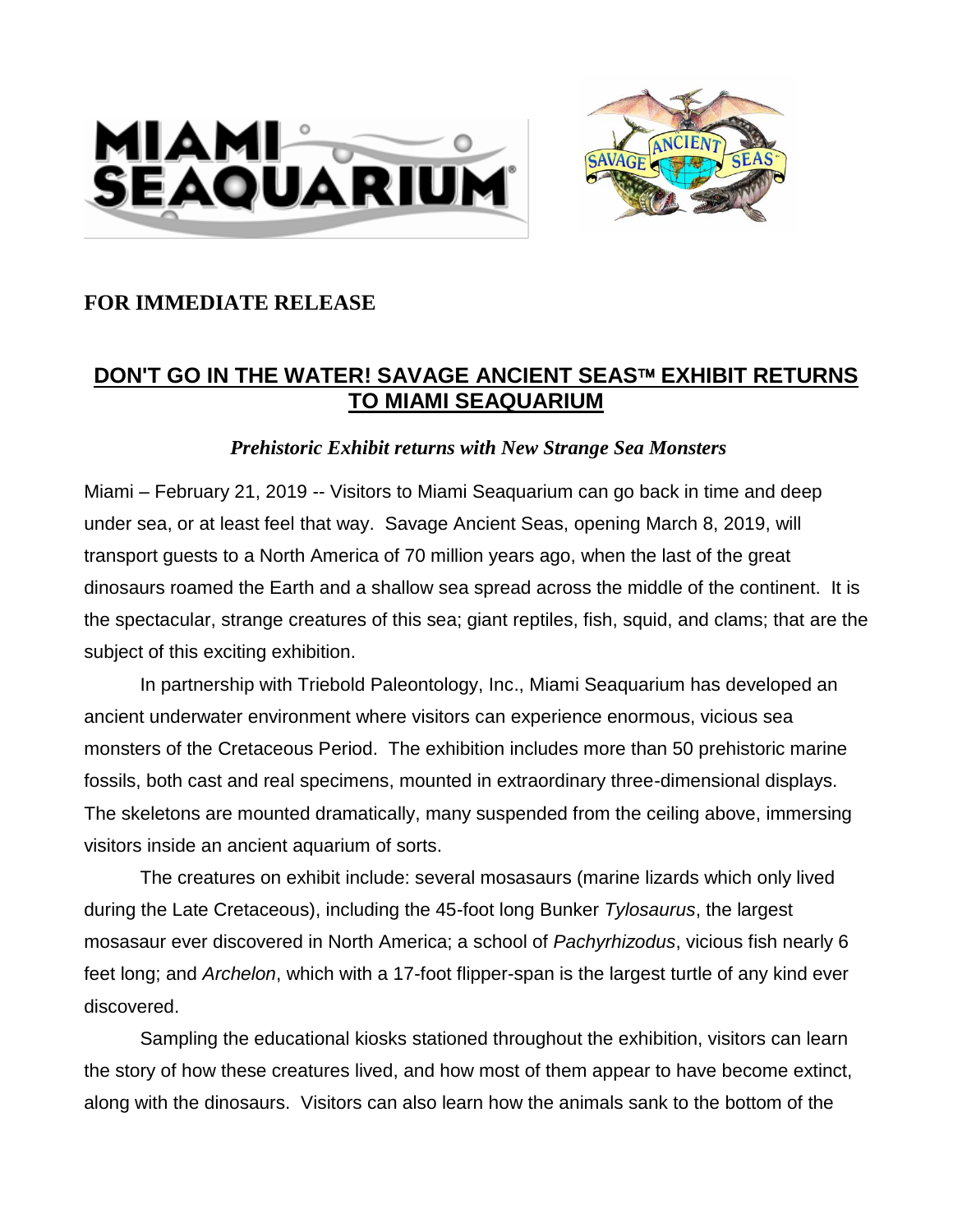**FOR IMMEDIATE RELEASE**

# DON'T GO IN THE WATER! SAVAGE ANCIENT SEAS™ EXHIBIT RETURNS TO MIAMI SEAQUARIUM

***Prehistoric Exhibit returns with New Strange Sea Monsters***

Miami – February 21, 2019 -- Visitors to Miami Seaquarium can go back in time and deep under sea, or at least feel that way. Savage Ancient Seas, opening March 8, 2019, will transport guests to a North America of 70 million years ago, when the last of the great dinosaurs roamed the Earth and a shallow sea spread across the middle of the continent. It is the spectacular, strange creatures of this sea; giant reptiles, fish, squid, and clams; that are the subject of this exciting exhibition.

In partnership with Triebold Paleontology, Inc., Miami Seaquarium has developed an ancient underwater environment where visitors can experience enormous, vicious sea monsters of the Cretaceous Period. The exhibition includes more than 50 prehistoric marine fossils, both cast and real specimens, mounted in extraordinary three-dimensional displays. The skeletons are mounted dramatically, many suspended from the ceiling above, immersing visitors inside an ancient aquarium of sorts.

The creatures on exhibit include: several mosasaurs (marine lizards which only lived during the Late Cretaceous), including the 45-foot long Bunker *Tylosaurus*, the largest mosasaur ever discovered in North America; a school of *Pachyrhizodus*, vicious fish nearly 6 feet long; and *Archelon*, which with a 17-foot flipper-span is the largest turtle of any kind ever discovered.

Sampling the educational kiosks stationed throughout the exhibition, visitors can learn the story of how these creatures lived, and how most of them appear to have become extinct, along with the dinosaurs. Visitors can also learn how the animals sank to the bottom of the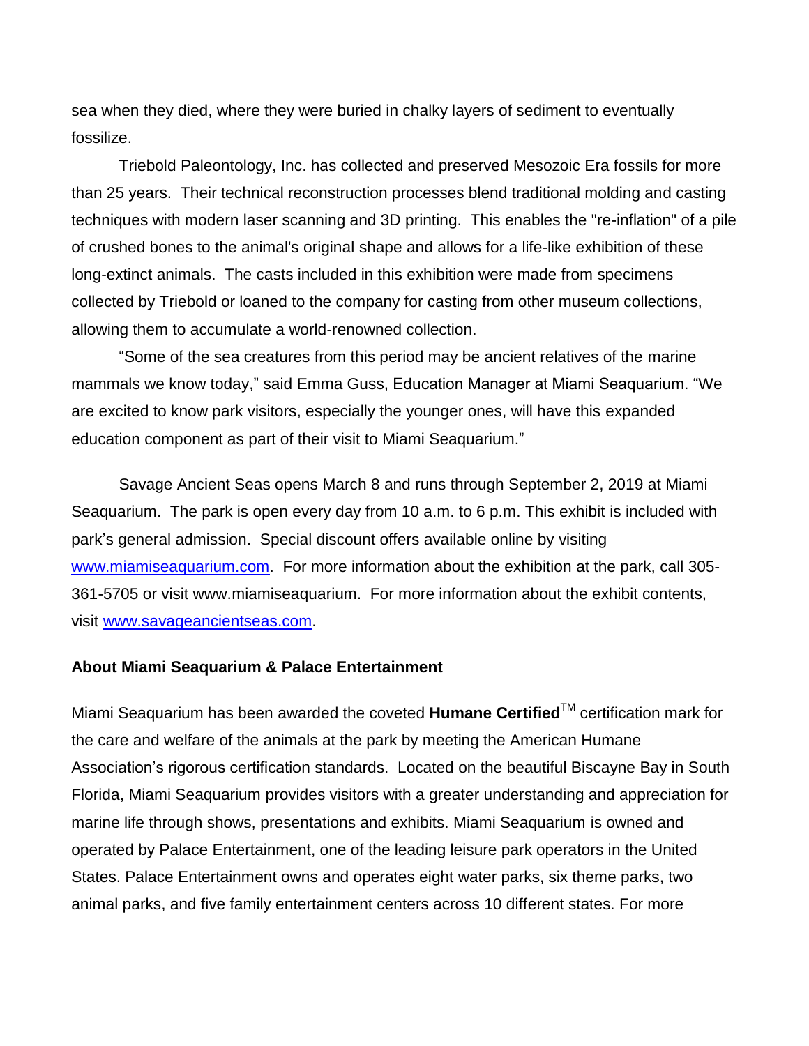sea when they died, where they were buried in chalky layers of sediment to eventually fossilize.

Triebold Paleontology, Inc. has collected and preserved Mesozoic Era fossils for more than 25 years. Their technical reconstruction processes blend traditional molding and casting techniques with modern laser scanning and 3D printing. This enables the "re-inflation" of a pile of crushed bones to the animal's original shape and allows for a life-like exhibition of these long-extinct animals. The casts included in this exhibition were made from specimens collected by Triebold or loaned to the company for casting from other museum collections, allowing them to accumulate a world-renowned collection.

"Some of the sea creatures from this period may be ancient relatives of the marine mammals we know today," said Emma Guss, Education Manager at Miami Seaquarium. "We are excited to know park visitors, especially the younger ones, will have this expanded education component as part of their visit to Miami Seaquarium."

Savage Ancient Seas opens March 8 and runs through September 2, 2019 at Miami Seaquarium. The park is open every day from 10 a.m. to 6 p.m. This exhibit is included with park's general admission. Special discount offers available online by visiting www.miamiseaquarium.com. For more information about the exhibition at the park, call 305-361-5705 or visit www.miamiseaquarium. For more information about the exhibit contents, visit www.savageancientseas.com.

**About Miami Seaquarium & Palace Entertainment**

Miami Seaquarium has been awarded the coveted **Humane Certified**™ certification mark for the care and welfare of the animals at the park by meeting the American Humane Association's rigorous certification standards. Located on the beautiful Biscayne Bay in South Florida, Miami Seaquarium provides visitors with a greater understanding and appreciation for marine life through shows, presentations and exhibits. Miami Seaquarium is owned and operated by Palace Entertainment, one of the leading leisure park operators in the United States. Palace Entertainment owns and operates eight water parks, six theme parks, two animal parks, and five family entertainment centers across 10 different states. For more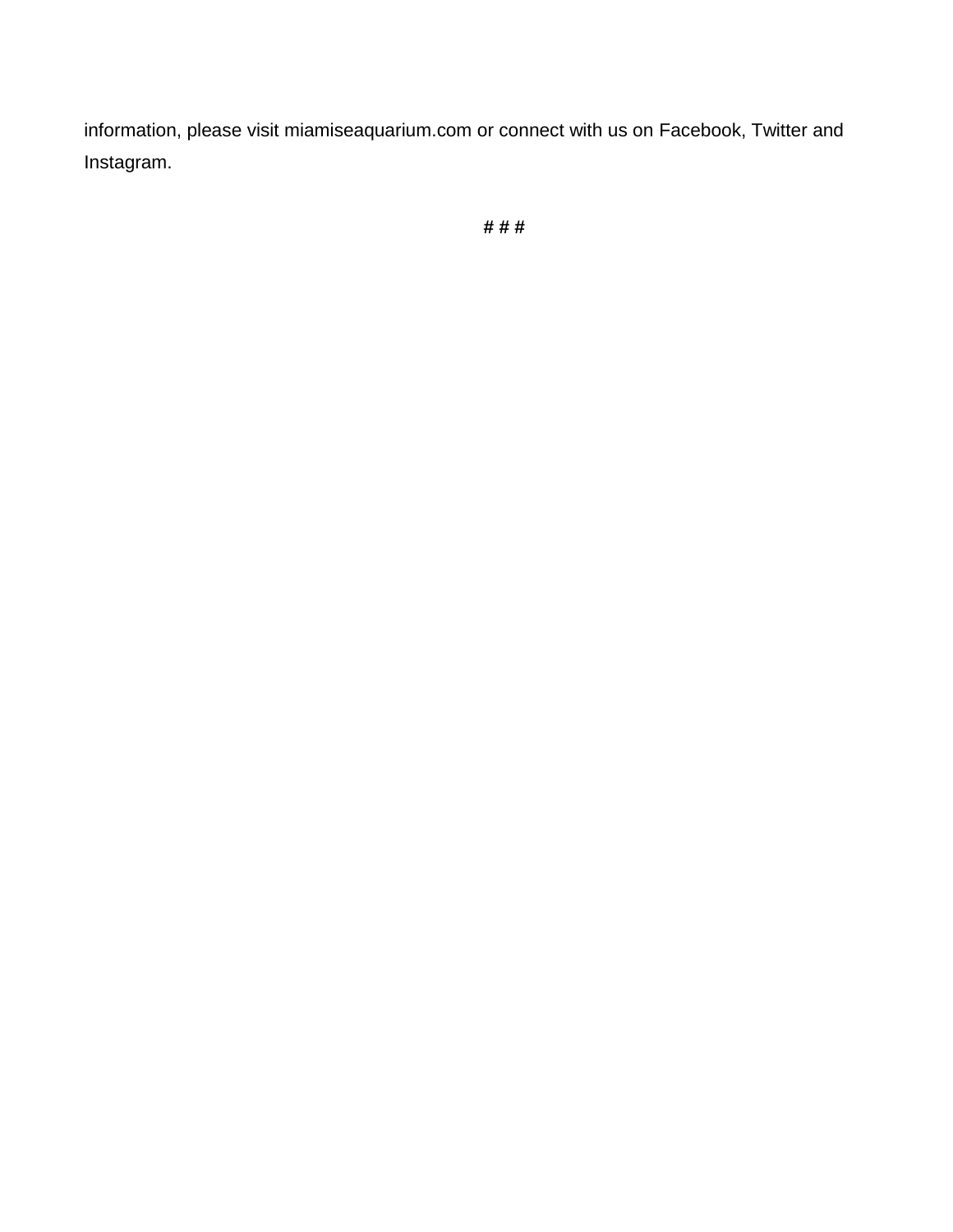information, please visit miamiseaquarium.com or connect with us on Facebook, Twitter and Instagram.

# # #